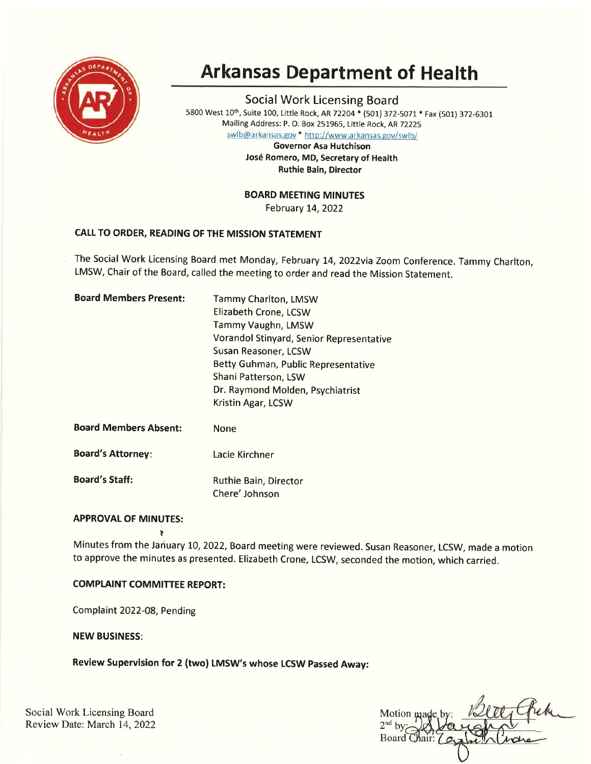# Arkansas Department of Health

## Social Work Licensing Board

5800 West 10th, Suite 100, Little Rock, AR 72204 * (501) 372-5071 * Fax (501) 372-6301
Mailing Address: P. O. Box 251965, Little Rock, AR 72225
swlb@arkansas.gov * http://www.arkansas.gov/swlb/

**Governor Asa Hutchison**
**José Romero, MD, Secretary of Health**
**Ruthie Bain, Director**

**BOARD MEETING MINUTES**
February 14, 2022

### CALL TO ORDER, READING OF THE MISSION STATEMENT

The Social Work Licensing Board met Monday, February 14, 2022via Zoom Conference. Tammy Charlton, LMSW, Chair of the Board, called the meeting to order and read the Mission Statement.

**Board Members Present:**
Tammy Charlton, LMSW
Elizabeth Crone, LCSW
Tammy Vaughn, LMSW
Vorandol Stinyard, Senior Representative
Susan Reasoner, LCSW
Betty Guhman, Public Representative
Shani Patterson, LSW
Dr. Raymond Molden, Psychiatrist
Kristin Agar, LCSW

**Board Members Absent:** None

**Board's Attorney:** Lacie Kirchner

**Board's Staff:**
Ruthie Bain, Director
Chere' Johnson

### APPROVAL OF MINUTES:

Minutes from the January 10, 2022, Board meeting were reviewed. Susan Reasoner, LCSW, made a motion to approve the minutes as presented. Elizabeth Crone, LCSW, seconded the motion, which carried.

### COMPLAINT COMMITTEE REPORT:

Complaint 2022-08, Pending

### NEW BUSINESS:

**Review Supervision for 2 (two) LMSW's whose LCSW Passed Away:**

Social Work Licensing Board
Review Date: March 14, 2022

Motion made by: [signature]
2nd by: [signature]
Board Chair: [signature]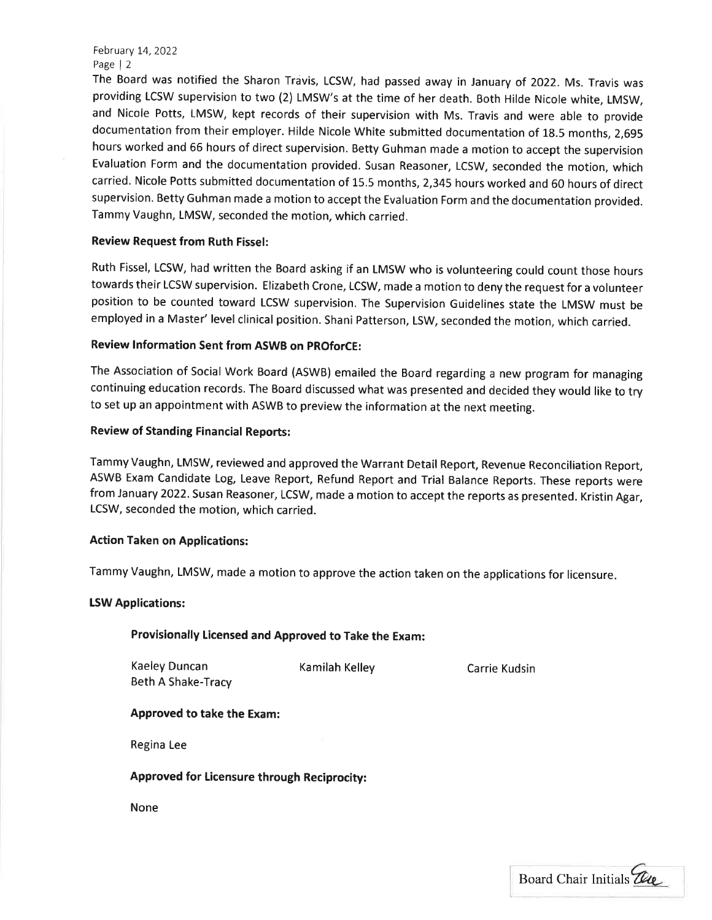The Board was notified the Sharon Travis, LCSW, had passed away in January of 2022. Ms. Travis was providing LCSW supervision to two (2) LMSW's at the time of her death. Both Hilde Nicole white, LMSW, and Nicole Potts, LMSW, kept records of their supervision with Ms. Travis and were able to provide documentation from their employer. Hilde Nicole White submitted documentation of 18.5 months, 2,695 hours worked and 66 hours of direct supervision. Betty Guhman made a motion to accept the supervision Evaluation Form and the documentation provided. Susan Reasoner, LCSW, seconded the motion, which carried. Nicole Potts submitted documentation of 15.5 months, 2,345 hours worked and 60 hours of direct supervision. Betty Guhman made a motion to accept the Evaluation Form and the documentation provided. Tammy Vaughn, LMSW, seconded the motion, which carried.

**Review Request from Ruth Fissel:**

Ruth Fissel, LCSW, had written the Board asking if an LMSW who is volunteering could count those hours towards their LCSW supervision. Elizabeth Crone, LCSW, made a motion to deny the request for a volunteer position to be counted toward LCSW supervision. The Supervision Guidelines state the LMSW must be employed in a Master' level clinical position. Shani Patterson, LSW, seconded the motion, which carried.

**Review Information Sent from ASWB on PROforCE:**

The Association of Social Work Board (ASWB) emailed the Board regarding a new program for managing continuing education records. The Board discussed what was presented and decided they would like to try to set up an appointment with ASWB to preview the information at the next meeting.

**Review of Standing Financial Reports:**

Tammy Vaughn, LMSW, reviewed and approved the Warrant Detail Report, Revenue Reconciliation Report, ASWB Exam Candidate Log, Leave Report, Refund Report and Trial Balance Reports. These reports were from January 2022. Susan Reasoner, LCSW, made a motion to accept the reports as presented. Kristin Agar, LCSW, seconded the motion, which carried.

**Action Taken on Applications:**

Tammy Vaughn, LMSW, made a motion to approve the action taken on the applications for licensure.

**LSW Applications:**

**Provisionally Licensed and Approved to Take the Exam:**

Kaeley Duncan | Kamilah Kelley | Carrie Kudsin
Beth A Shake-Tracy

**Approved to take the Exam:**

Regina Lee

**Approved for Licensure through Reciprocity:**

None

Board Chair Initials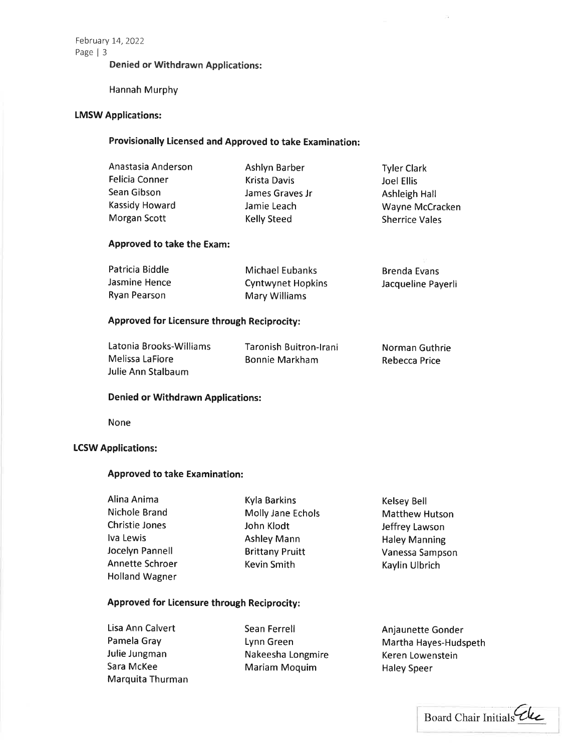**Denied or Withdrawn Applications:**

Hannah Murphy

**LMSW Applications:**

**Provisionally Licensed and Approved to take Examination:**

Anastasia Anderson, Ashlyn Barber, Tyler Clark, Felicia Conner, Krista Davis, Joel Ellis, Sean Gibson, James Graves Jr, Ashleigh Hall, Kassidy Howard, Jamie Leach, Wayne McCracken, Morgan Scott, Kelly Steed, Sherrice Vales

**Approved to take the Exam:**

Patricia Biddle, Michael Eubanks, Brenda Evans, Jasmine Hence, Cyntwynet Hopkins, Jacqueline Payerli, Ryan Pearson, Mary Williams

**Approved for Licensure through Reciprocity:**

Latonia Brooks-Williams, Taronish Buitron-Irani, Norman Guthrie, Melissa LaFiore, Bonnie Markham, Rebecca Price, Julie Ann Stalbaum

**Denied or Withdrawn Applications:**

None

**LCSW Applications:**

**Approved to take Examination:**

Alina Anima, Kyla Barkins, Kelsey Bell, Nichole Brand, Molly Jane Echols, Matthew Hutson, Christie Jones, John Klodt, Jeffrey Lawson, Iva Lewis, Ashley Mann, Haley Manning, Jocelyn Pannell, Brittany Pruitt, Vanessa Sampson, Annette Schroer, Kevin Smith, Kaylin Ulbrich, Holland Wagner

**Approved for Licensure through Reciprocity:**

Lisa Ann Calvert, Sean Ferrell, Anjaunette Gonder, Pamela Gray, Lynn Green, Martha Hayes-Hudspeth, Julie Jungman, Nakeesha Longmire, Keren Lowenstein, Sara McKee, Mariam Moquim, Haley Speer, Marquita Thurman

Board Chair Initials ELC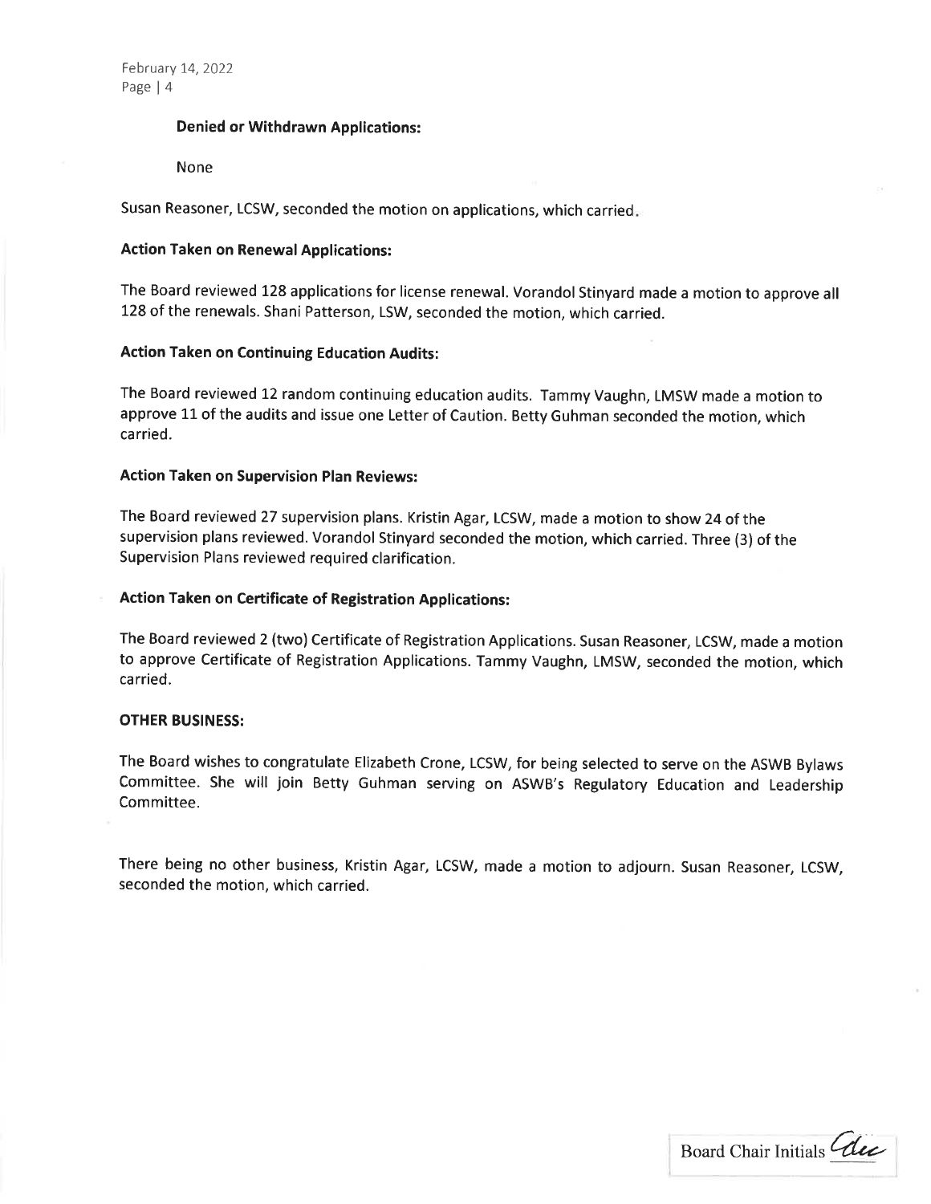**Denied or Withdrawn Applications:**

None

Susan Reasoner, LCSW, seconded the motion on applications, which carried.

**Action Taken on Renewal Applications:**

The Board reviewed 128 applications for license renewal. Vorandol Stinyard made a motion to approve all 128 of the renewals. Shani Patterson, LSW, seconded the motion, which carried.

**Action Taken on Continuing Education Audits:**

The Board reviewed 12 random continuing education audits. Tammy Vaughn, LMSW made a motion to approve 11 of the audits and issue one Letter of Caution. Betty Guhman seconded the motion, which carried.

**Action Taken on Supervision Plan Reviews:**

The Board reviewed 27 supervision plans. Kristin Agar, LCSW, made a motion to show 24 of the supervision plans reviewed. Vorandol Stinyard seconded the motion, which carried. Three (3) of the Supervision Plans reviewed required clarification.

**Action Taken on Certificate of Registration Applications:**

The Board reviewed 2 (two) Certificate of Registration Applications. Susan Reasoner, LCSW, made a motion to approve Certificate of Registration Applications. Tammy Vaughn, LMSW, seconded the motion, which carried.

**OTHER BUSINESS:**

The Board wishes to congratulate Elizabeth Crone, LCSW, for being selected to serve on the ASWB Bylaws Committee. She will join Betty Guhman serving on ASWB's Regulatory Education and Leadership Committee.

There being no other business, Kristin Agar, LCSW, made a motion to adjourn. Susan Reasoner, LCSW, seconded the motion, which carried.

Board Chair Initials *Eke*